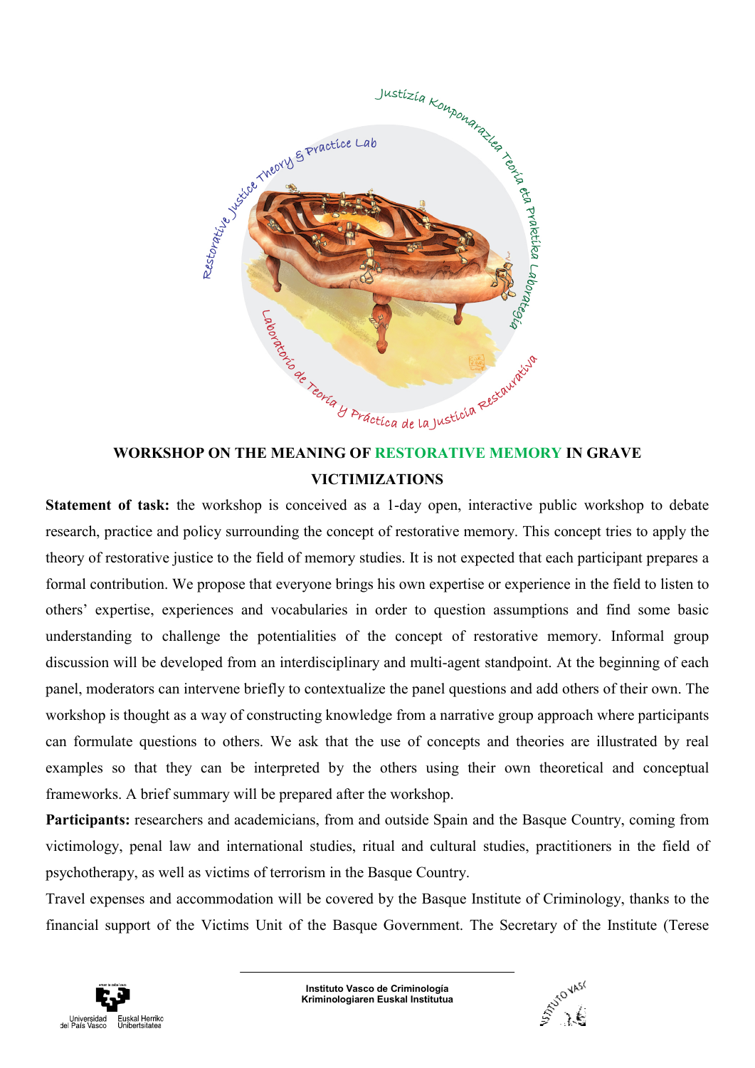Justizia Konponarazlea Teoria eta Praktika Laborategia

Restorative Justice Theory & Practice Lab

Laboratorio de Teoría y Práctica de la Justicia Restaurativa

## WORKSHOP ON THE MEANING OF RESTORATIVE MEMORY IN GRAVE VICTIMIZATIONS

**Statement of task:** the workshop is conceived as a 1-day open, interactive public workshop to debate research, practice and policy surrounding the concept of restorative memory. This concept tries to apply the theory of restorative justice to the field of memory studies. It is not expected that each participant prepares a formal contribution. We propose that everyone brings his own expertise or experience in the field to listen to others' expertise, experiences and vocabularies in order to question assumptions and find some basic understanding to challenge the potentialities of the concept of restorative memory. Informal group discussion will be developed from an interdisciplinary and multi-agent standpoint. At the beginning of each panel, moderators can intervene briefly to contextualize the panel questions and add others of their own. The workshop is thought as a way of constructing knowledge from a narrative group approach where participants can formulate questions to others. We ask that the use of concepts and theories are illustrated by real examples so that they can be interpreted by the others using their own theoretical and conceptual frameworks. A brief summary will be prepared after the workshop.

**Participants:** researchers and academicians, from and outside Spain and the Basque Country, coming from victimology, penal law and international studies, ritual and cultural studies, practitioners in the field of psychotherapy, as well as victims of terrorism in the Basque Country.

Travel expenses and accommodation will be covered by the Basque Institute of Criminology, thanks to the financial support of the Victims Unit of the Basque Government. The Secretary of the Institute (Terese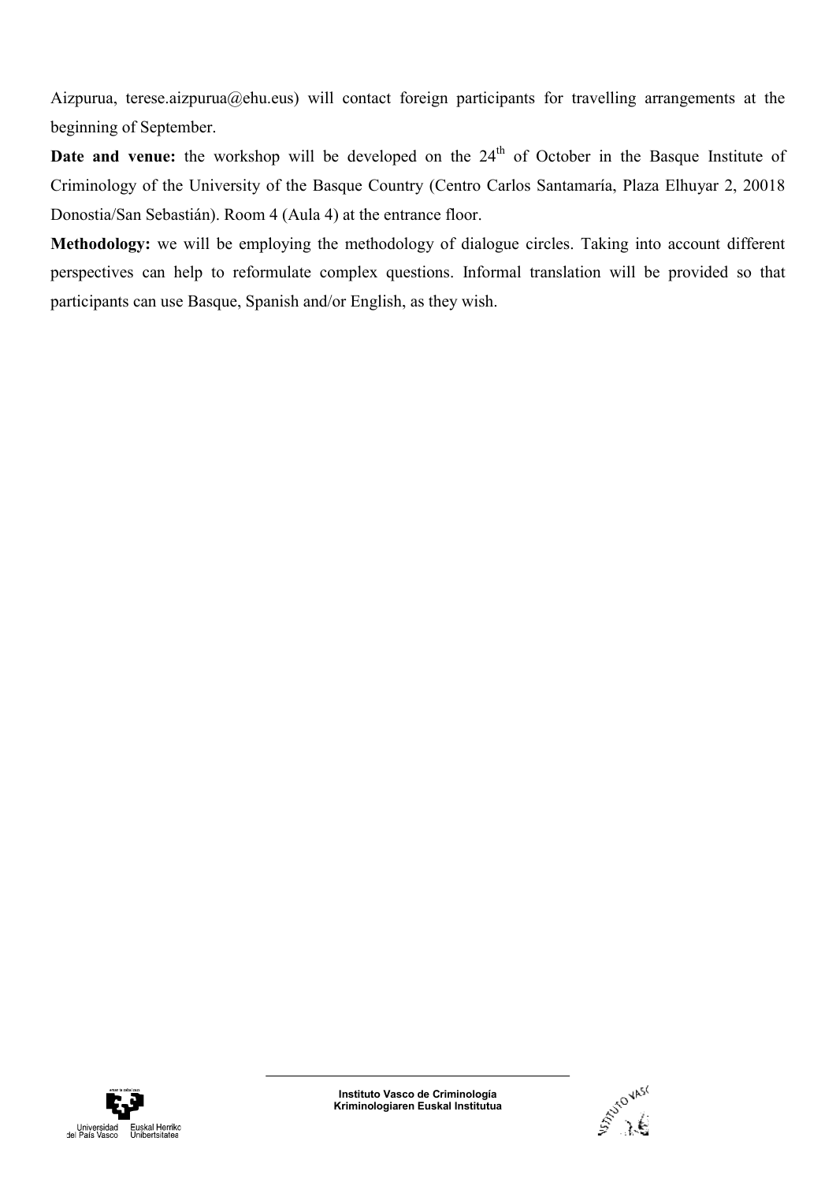Aizpurua, terese.aizpurua@ehu.eus) will contact foreign participants for travelling arrangements at the beginning of September.

**Date and venue:** the workshop will be developed on the 24th of October in the Basque Institute of Criminology of the University of the Basque Country (Centro Carlos Santamaría, Plaza Elhuyar 2, 20018 Donostia/San Sebastián). Room 4 (Aula 4) at the entrance floor.

**Methodology:** we will be employing the methodology of dialogue circles. Taking into account different perspectives can help to reformulate complex questions. Informal translation will be provided so that participants can use Basque, Spanish and/or English, as they wish.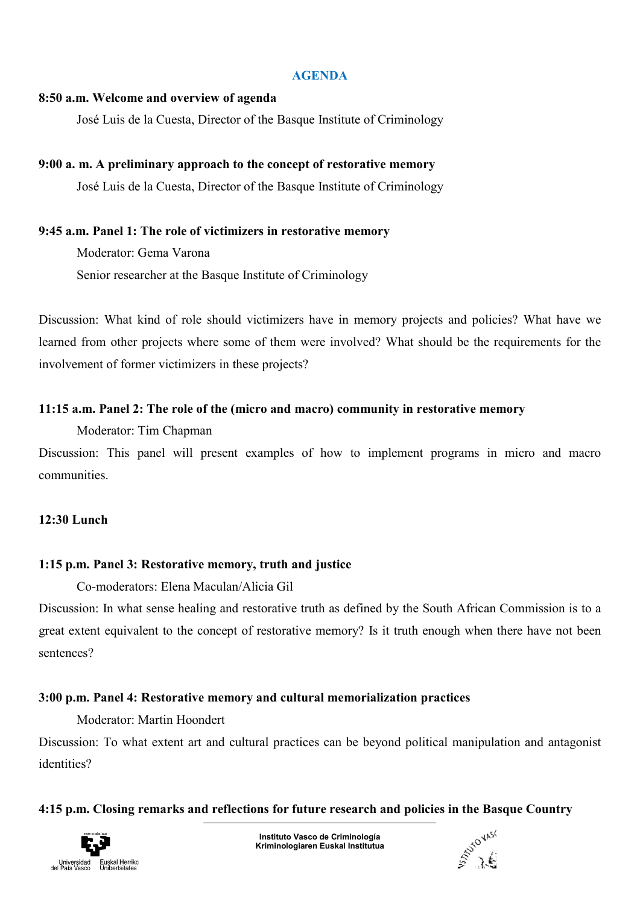## AGENDA

**8:50 a.m. Welcome and overview of agenda**

José Luis de la Cuesta, Director of the Basque Institute of Criminology

**9:00 a. m. A preliminary approach to the concept of restorative memory**

José Luis de la Cuesta, Director of the Basque Institute of Criminology

**9:45 a.m. Panel 1: The role of victimizers in restorative memory**

Moderator: Gema Varona

Senior researcher at the Basque Institute of Criminology

Discussion: What kind of role should victimizers have in memory projects and policies? What have we learned from other projects where some of them were involved? What should be the requirements for the involvement of former victimizers in these projects?

**11:15 a.m. Panel 2: The role of the (micro and macro) community in restorative memory**

Moderator: Tim Chapman

Discussion: This panel will present examples of how to implement programs in micro and macro communities.

**12:30 Lunch**

**1:15 p.m. Panel 3: Restorative memory, truth and justice**

Co-moderators: Elena Maculan/Alicia Gil

Discussion: In what sense healing and restorative truth as defined by the South African Commission is to a great extent equivalent to the concept of restorative memory? Is it truth enough when there have not been sentences?

**3:00 p.m. Panel 4: Restorative memory and cultural memorialization practices**

Moderator: Martin Hoondert

Discussion: To what extent art and cultural practices can be beyond political manipulation and antagonist identities?

**4:15 p.m. Closing remarks and reflections for future research and policies in the Basque Country**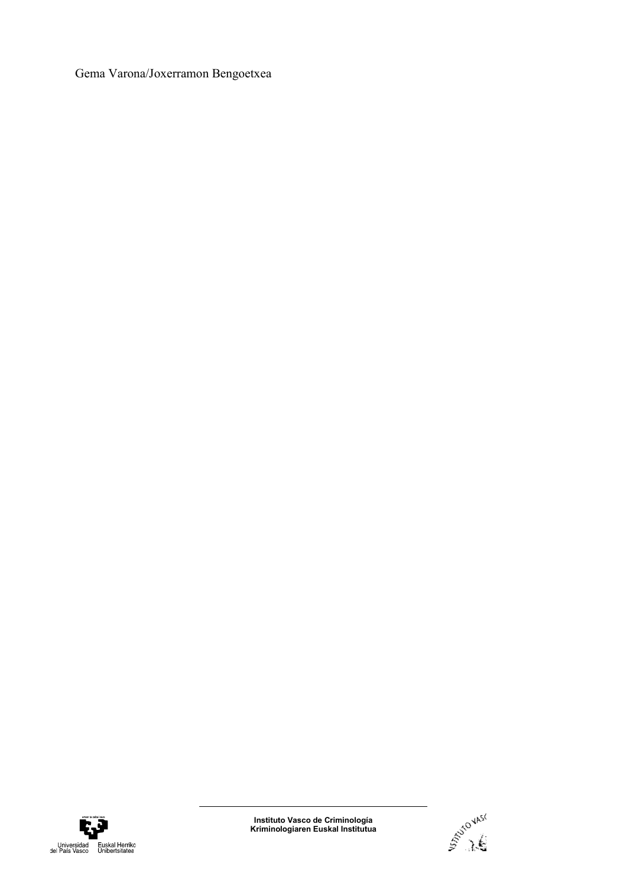Gema Varona/Joxerramon Bengoetxea

Instituto Vasco de Criminología
Kriminologiaren Euskal Institutua